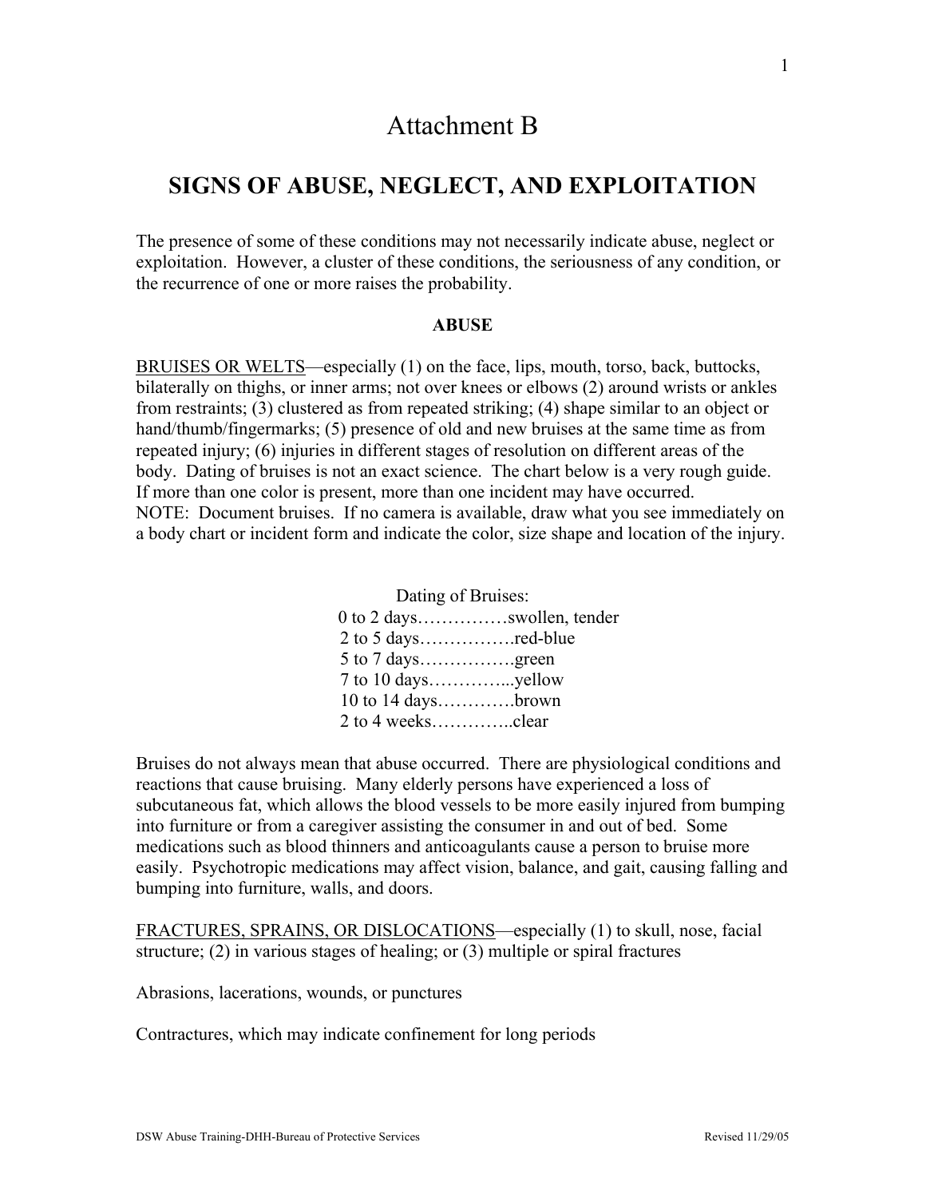# Attachment B

## SIGNS OF ABUSE, NEGLECT, AND EXPLOITATION

The presence of some of these conditions may not necessarily indicate abuse, neglect or exploitation. However, a cluster of these conditions, the seriousness of any condition, or the recurrence of one or more raises the probability.

### ABUSE

<u>BRUISES OR WELTS</u>—especially (1) on the face, lips, mouth, torso, back, buttocks, bilaterally on thighs, or inner arms; not over knees or elbows (2) around wrists or ankles from restraints; (3) clustered as from repeated striking; (4) shape similar to an object or hand/thumb/fingermarks; (5) presence of old and new bruises at the same time as from repeated injury; (6) injuries in different stages of resolution on different areas of the body. Dating of bruises is not an exact science. The chart below is a very rough guide. If more than one color is present, more than one incident may have occurred.
NOTE: Document bruises. If no camera is available, draw what you see immediately on a body chart or incident form and indicate the color, size shape and location of the injury.

Dating of Bruises:

0 to 2 days……………swollen, tender
2 to 5 days…………….red-blue
5 to 7 days…………….green
7 to 10 days…………...yellow
10 to 14 days………….brown
2 to 4 weeks…………..clear

Bruises do not always mean that abuse occurred. There are physiological conditions and reactions that cause bruising. Many elderly persons have experienced a loss of subcutaneous fat, which allows the blood vessels to be more easily injured from bumping into furniture or from a caregiver assisting the consumer in and out of bed. Some medications such as blood thinners and anticoagulants cause a person to bruise more easily. Psychotropic medications may affect vision, balance, and gait, causing falling and bumping into furniture, walls, and doors.

<u>FRACTURES, SPRAINS, OR DISLOCATIONS</u>—especially (1) to skull, nose, facial structure; (2) in various stages of healing; or (3) multiple or spiral fractures

Abrasions, lacerations, wounds, or punctures

Contractures, which may indicate confinement for long periods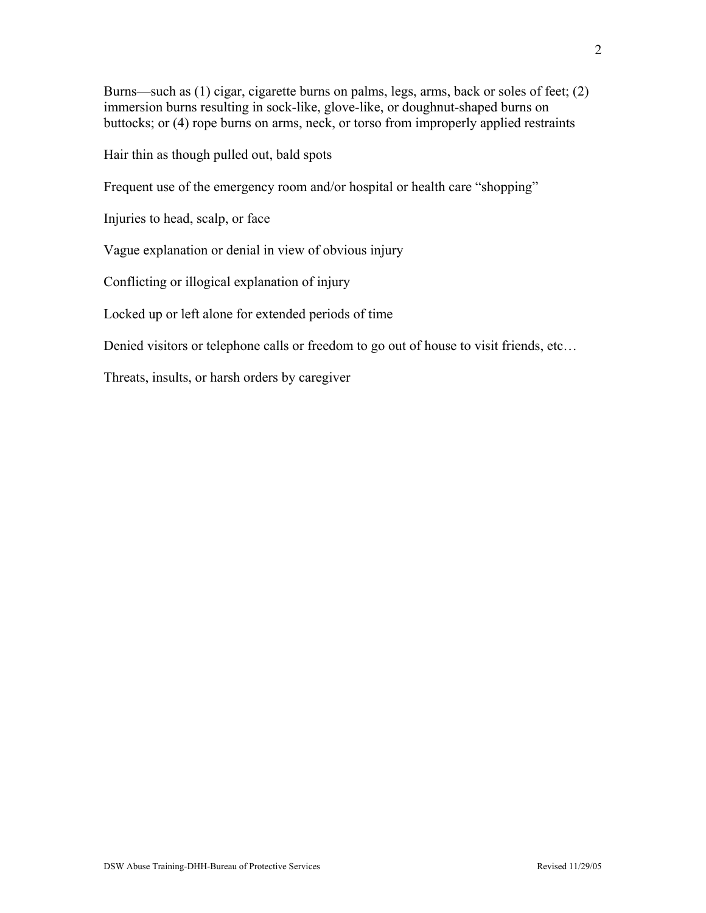Burns—such as (1) cigar, cigarette burns on palms, legs, arms, back or soles of feet; (2) immersion burns resulting in sock-like, glove-like, or doughnut-shaped burns on buttocks; or (4) rope burns on arms, neck, or torso from improperly applied restraints

Hair thin as though pulled out, bald spots

Frequent use of the emergency room and/or hospital or health care "shopping"

Injuries to head, scalp, or face

Vague explanation or denial in view of obvious injury

Conflicting or illogical explanation of injury

Locked up or left alone for extended periods of time

Denied visitors or telephone calls or freedom to go out of house to visit friends, etc…

Threats, insults, or harsh orders by caregiver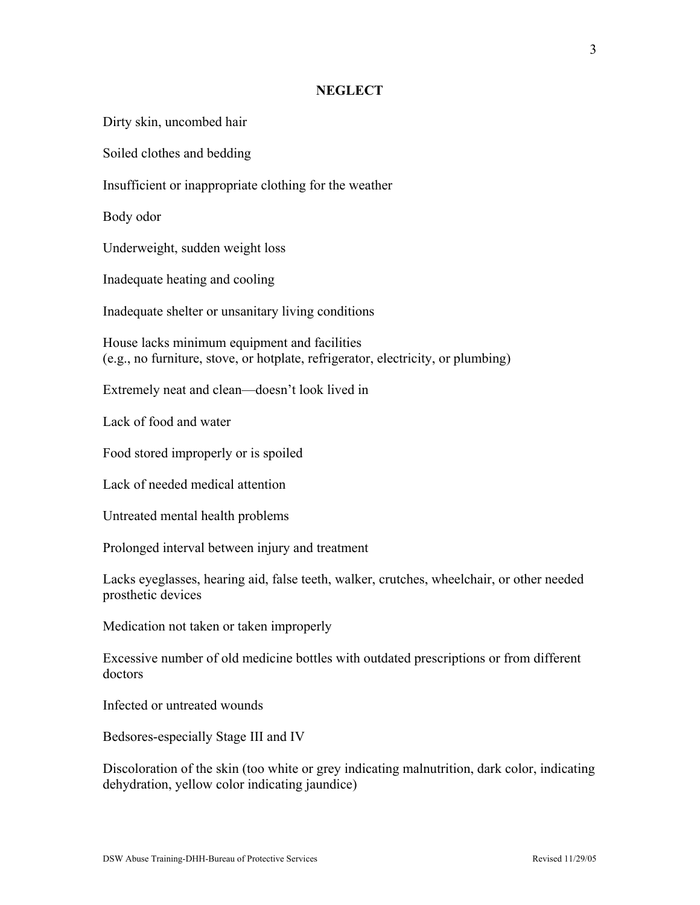## NEGLECT

Dirty skin, uncombed hair

Soiled clothes and bedding

Insufficient or inappropriate clothing for the weather

Body odor

Underweight, sudden weight loss

Inadequate heating and cooling

Inadequate shelter or unsanitary living conditions

House lacks minimum equipment and facilities
(e.g., no furniture, stove, or hotplate, refrigerator, electricity, or plumbing)

Extremely neat and clean—doesn't look lived in

Lack of food and water

Food stored improperly or is spoiled

Lack of needed medical attention

Untreated mental health problems

Prolonged interval between injury and treatment

Lacks eyeglasses, hearing aid, false teeth, walker, crutches, wheelchair, or other needed prosthetic devices

Medication not taken or taken improperly

Excessive number of old medicine bottles with outdated prescriptions or from different doctors

Infected or untreated wounds

Bedsores-especially Stage III and IV

Discoloration of the skin (too white or grey indicating malnutrition, dark color, indicating dehydration, yellow color indicating jaundice)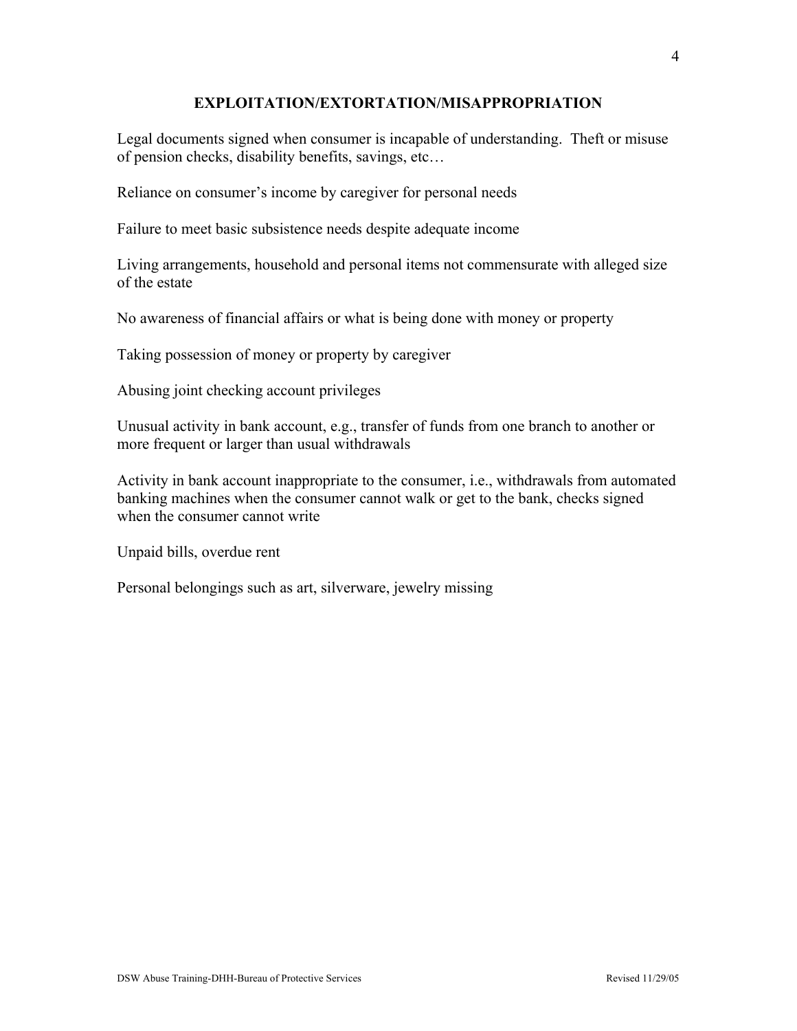## EXPLOITATION/EXTORTATION/MISAPPROPRIATION

Legal documents signed when consumer is incapable of understanding. Theft or misuse of pension checks, disability benefits, savings, etc…

Reliance on consumer's income by caregiver for personal needs

Failure to meet basic subsistence needs despite adequate income

Living arrangements, household and personal items not commensurate with alleged size of the estate

No awareness of financial affairs or what is being done with money or property

Taking possession of money or property by caregiver

Abusing joint checking account privileges

Unusual activity in bank account, e.g., transfer of funds from one branch to another or more frequent or larger than usual withdrawals

Activity in bank account inappropriate to the consumer, i.e., withdrawals from automated banking machines when the consumer cannot walk or get to the bank, checks signed when the consumer cannot write

Unpaid bills, overdue rent

Personal belongings such as art, silverware, jewelry missing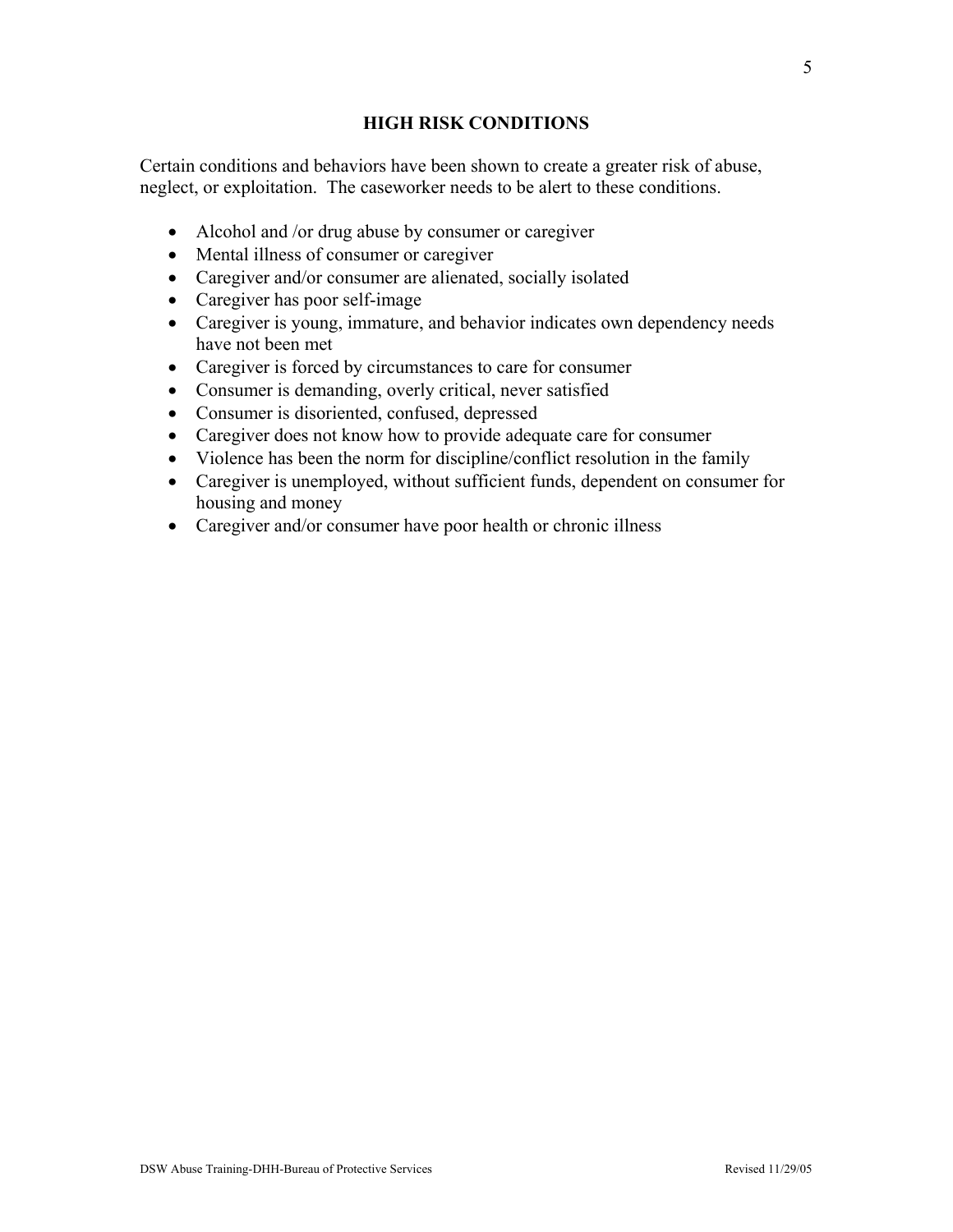## HIGH RISK CONDITIONS

Certain conditions and behaviors have been shown to create a greater risk of abuse, neglect, or exploitation. The caseworker needs to be alert to these conditions.

- Alcohol and /or drug abuse by consumer or caregiver
- Mental illness of consumer or caregiver
- Caregiver and/or consumer are alienated, socially isolated
- Caregiver has poor self-image
- Caregiver is young, immature, and behavior indicates own dependency needs have not been met
- Caregiver is forced by circumstances to care for consumer
- Consumer is demanding, overly critical, never satisfied
- Consumer is disoriented, confused, depressed
- Caregiver does not know how to provide adequate care for consumer
- Violence has been the norm for discipline/conflict resolution in the family
- Caregiver is unemployed, without sufficient funds, dependent on consumer for housing and money
- Caregiver and/or consumer have poor health or chronic illness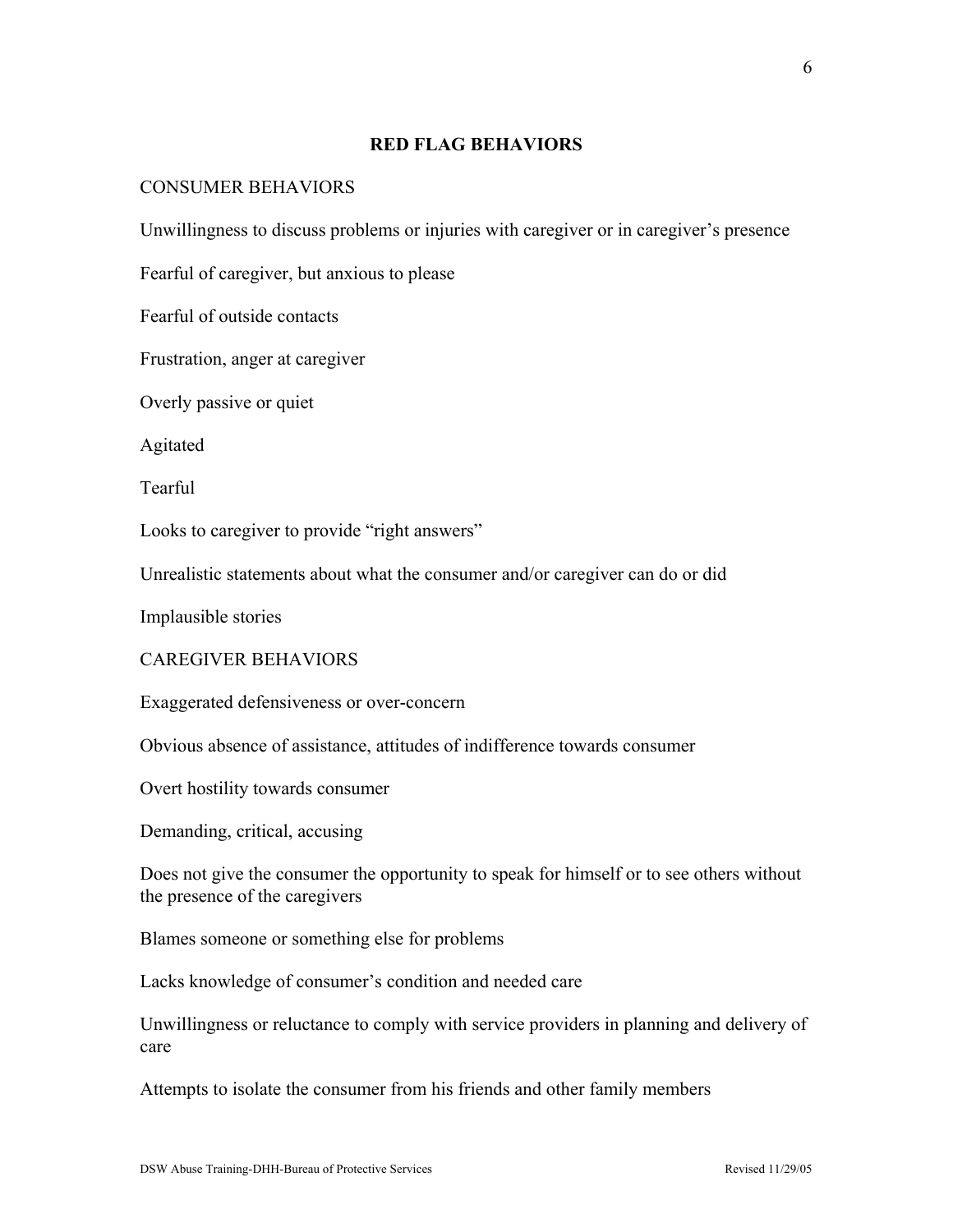## RED FLAG BEHAVIORS

### CONSUMER BEHAVIORS

Unwillingness to discuss problems or injuries with caregiver or in caregiver's presence

Fearful of caregiver, but anxious to please

Fearful of outside contacts

Frustration, anger at caregiver

Overly passive or quiet

Agitated

Tearful

Looks to caregiver to provide "right answers"

Unrealistic statements about what the consumer and/or caregiver can do or did

Implausible stories

### CAREGIVER BEHAVIORS

Exaggerated defensiveness or over-concern

Obvious absence of assistance, attitudes of indifference towards consumer

Overt hostility towards consumer

Demanding, critical, accusing

Does not give the consumer the opportunity to speak for himself or to see others without the presence of the caregivers

Blames someone or something else for problems

Lacks knowledge of consumer's condition and needed care

Unwillingness or reluctance to comply with service providers in planning and delivery of care

Attempts to isolate the consumer from his friends and other family members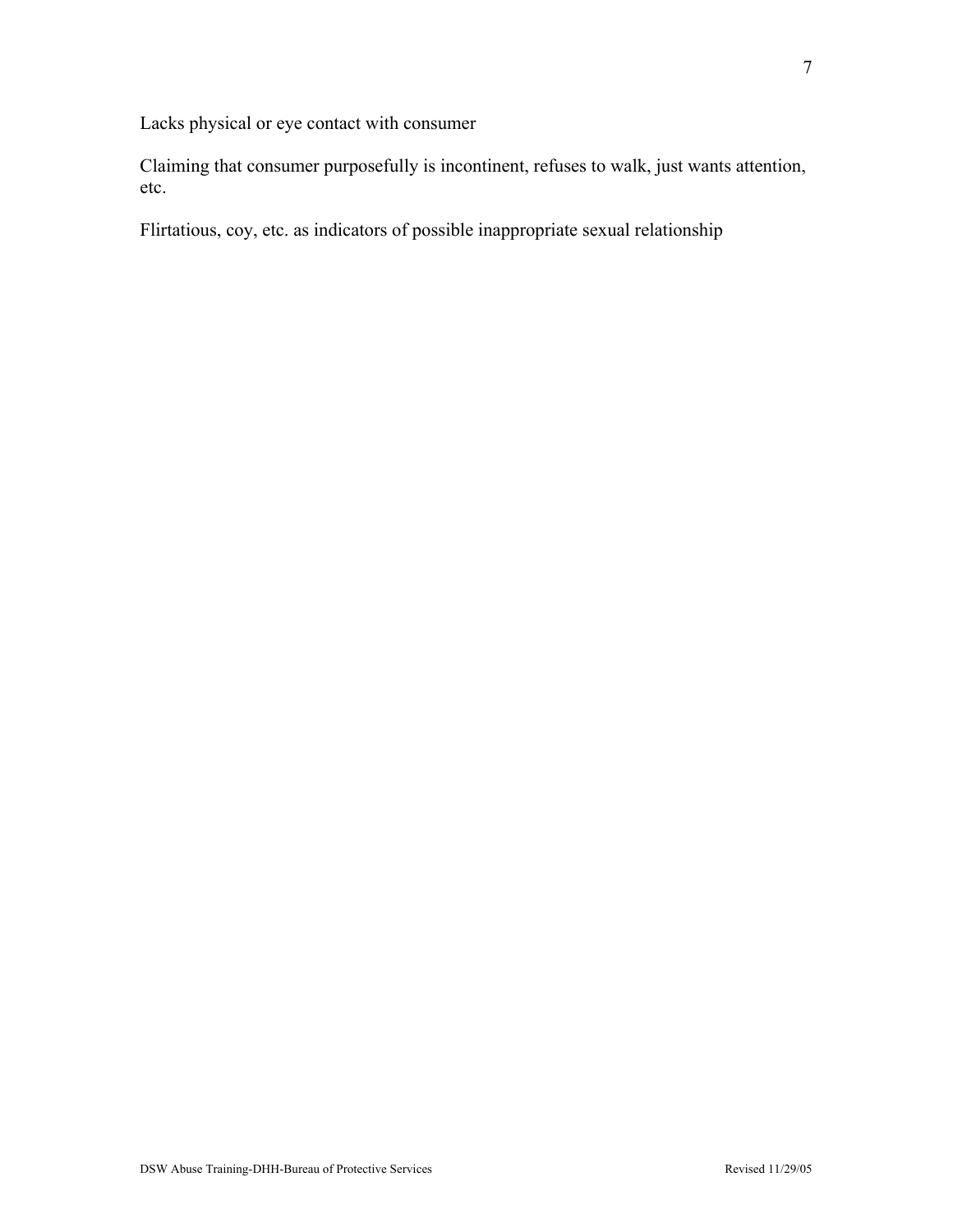Lacks physical or eye contact with consumer

Claiming that consumer purposefully is incontinent, refuses to walk, just wants attention, etc.

Flirtatious, coy, etc. as indicators of possible inappropriate sexual relationship